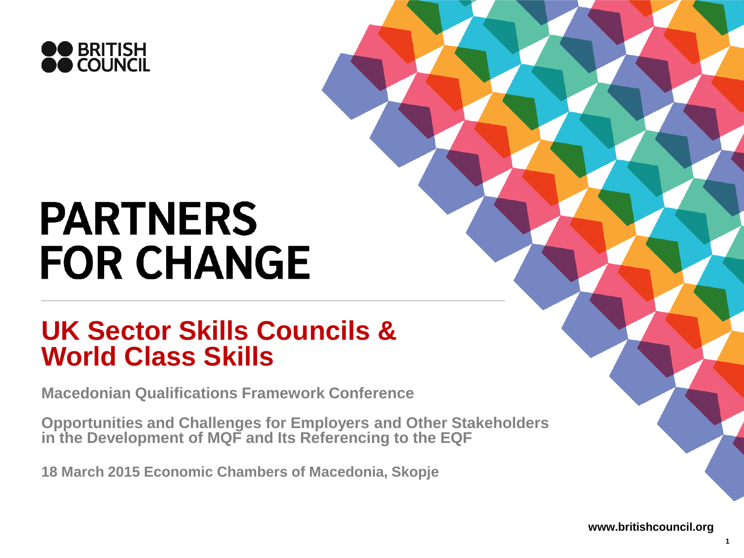BRITISH COUNCIL

# PARTNERS FOR CHANGE

## UK Sector Skills Councils & World Class Skills

**Macedonian Qualifications Framework Conference**

**Opportunities and Challenges for Employers and Other Stakeholders in the Development of MQF and Its Referencing to the EQF**

**18 March 2015 Economic Chambers of Macedonia, Skopje**

**www.britishcouncil.org**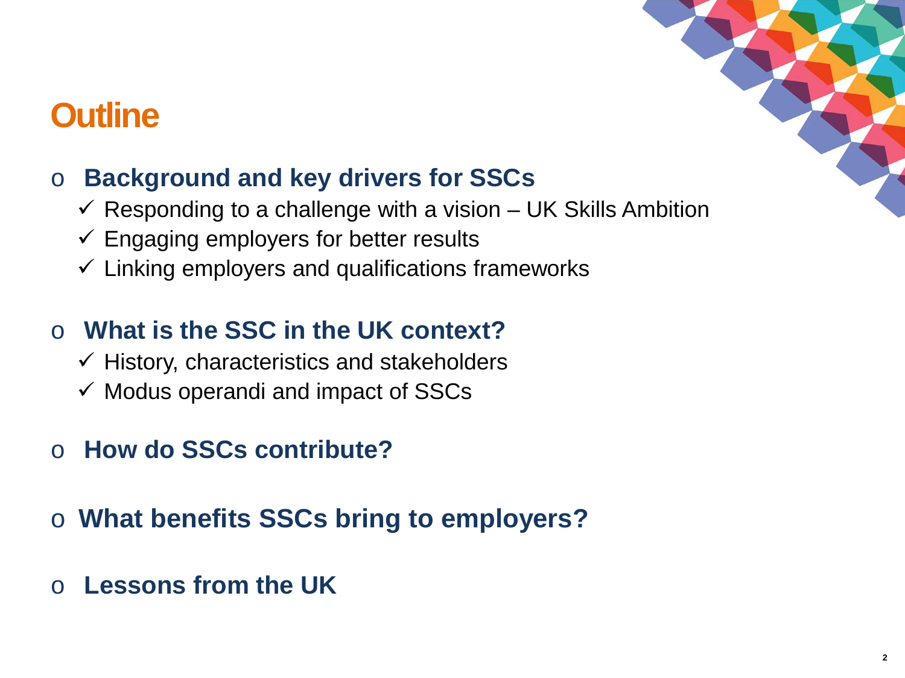# Outline

- **Background and key drivers for SSCs**
  - ✓ Responding to a challenge with a vision – UK Skills Ambition
  - ✓ Engaging employers for better results
  - ✓ Linking employers and qualifications frameworks

- **What is the SSC in the UK context?**
  - ✓ History, characteristics and stakeholders
  - ✓ Modus operandi and impact of SSCs

- **How do SSCs contribute?**

- **What benefits SSCs bring to employers?**

- **Lessons from the UK**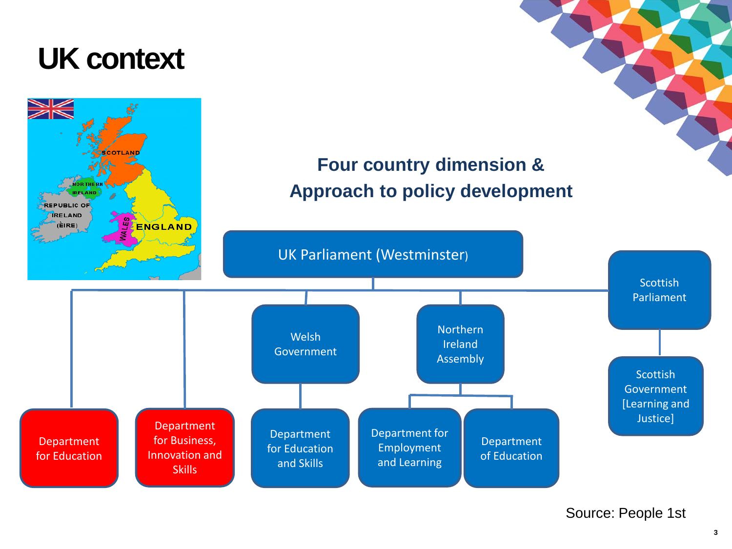# UK context

## Four country dimension & Approach to policy development

- UK Parliament (Westminster)
  - Department for Education
  - Department for Business, Innovation and Skills
  - Welsh Government
    - Department for Education and Skills
  - Northern Ireland Assembly
    - Department for Employment and Learning
    - Department of Education
  - Scottish Parliament
    - Scottish Government [Learning and Justice]

Source: People 1st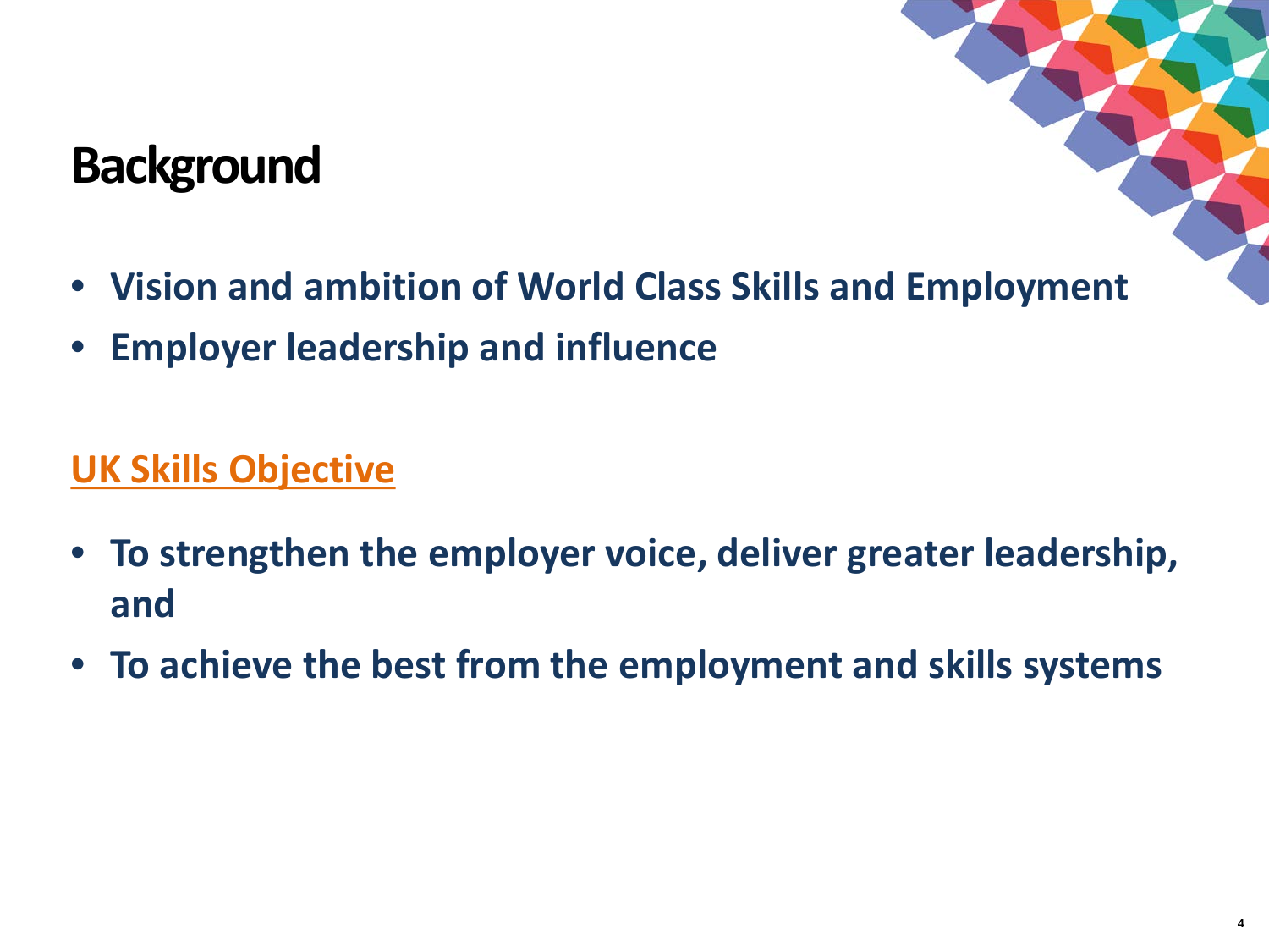# Background

- **Vision and ambition of World Class Skills and Employment**
- **Employer leadership and influence**

## UK Skills Objective

- **To strengthen the employer voice, deliver greater leadership, and**
- **To achieve the best from the employment and skills systems**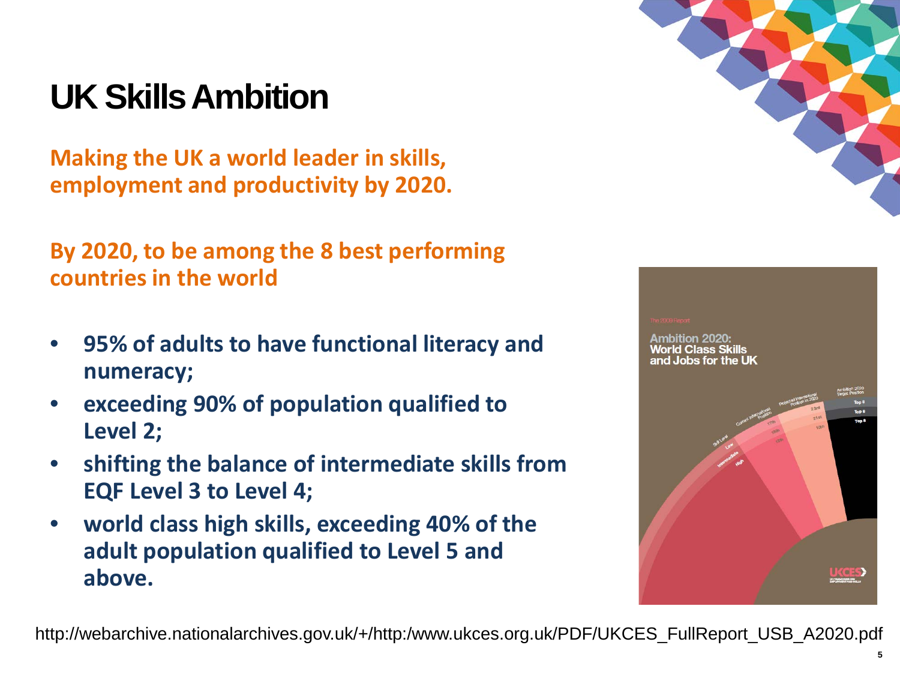# UK Skills Ambition

**Making the UK a world leader in skills, employment and productivity by 2020.**

**By 2020, to be among the 8 best performing countries in the world**

- **95% of adults to have functional literacy and numeracy;**
- **exceeding 90% of population qualified to Level 2;**
- **shifting the balance of intermediate skills from EQF Level 3 to Level 4;**
- **world class high skills, exceeding 40% of the adult population qualified to Level 5 and above.**

http://webarchive.nationalarchives.gov.uk/+/http:/www.ukces.org.uk/PDF/UKCES_FullReport_USB_A2020.pdf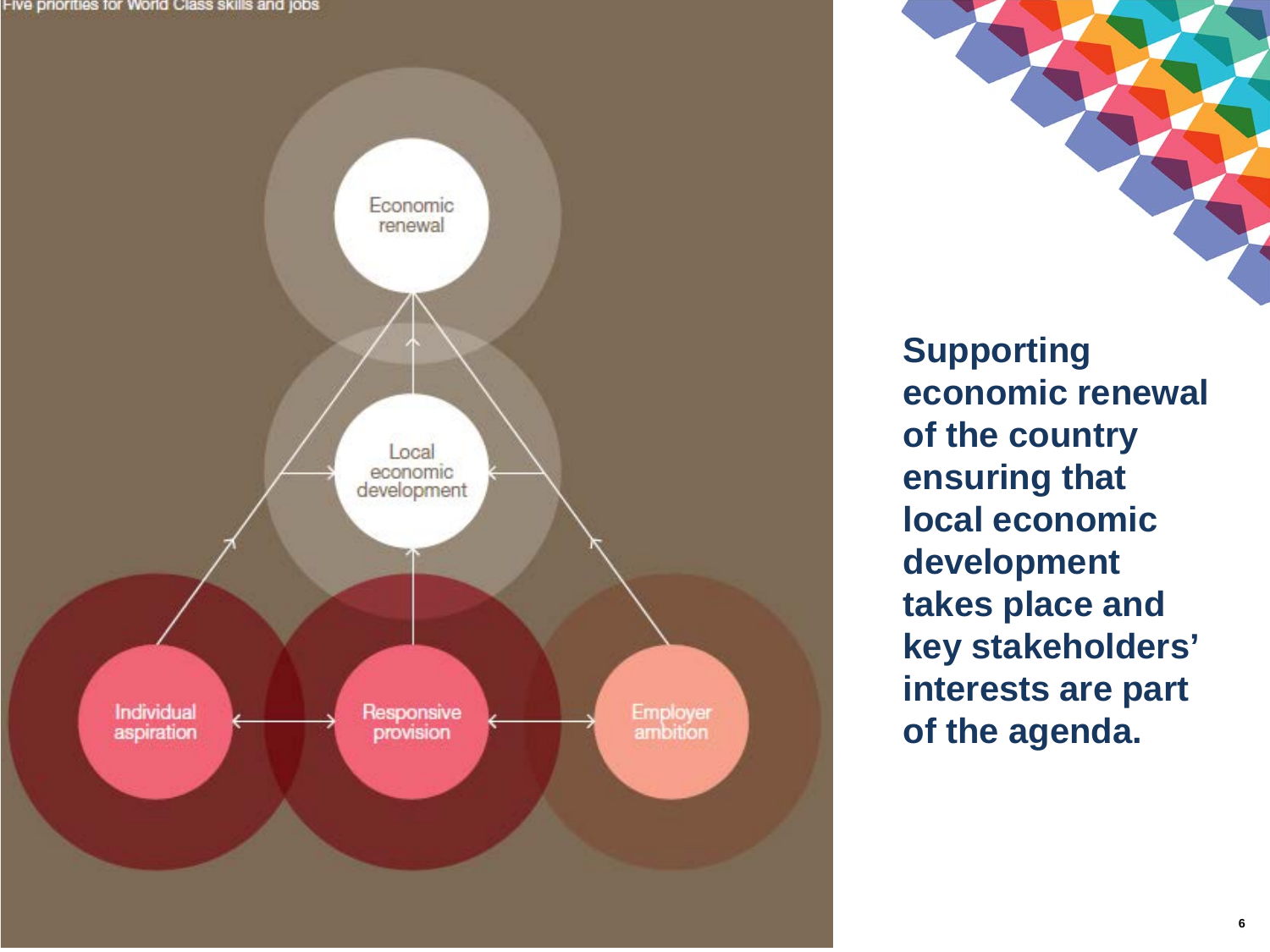Five priorities for World Class skills and jobs

Economic renewal

Local economic development

Individual aspiration

Responsive provision

Employer ambition

**Supporting economic renewal of the country ensuring that local economic development takes place and key stakeholders' interests are part of the agenda.**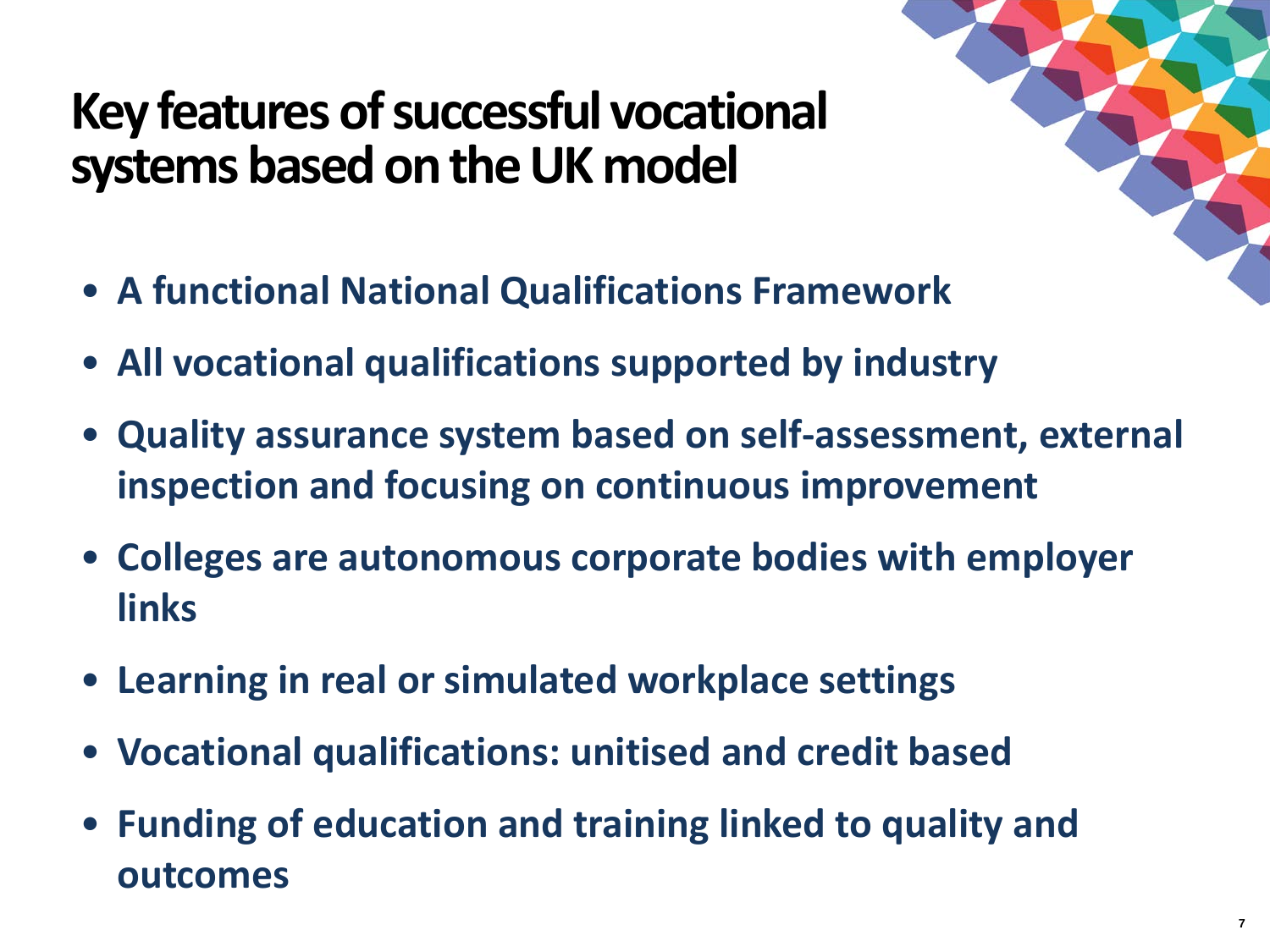# Key features of successful vocational systems based on the UK model

- **A functional National Qualifications Framework**
- **All vocational qualifications supported by industry**
- **Quality assurance system based on self-assessment, external inspection and focusing on continuous improvement**
- **Colleges are autonomous corporate bodies with employer links**
- **Learning in real or simulated workplace settings**
- **Vocational qualifications: unitised and credit based**
- **Funding of education and training linked to quality and outcomes**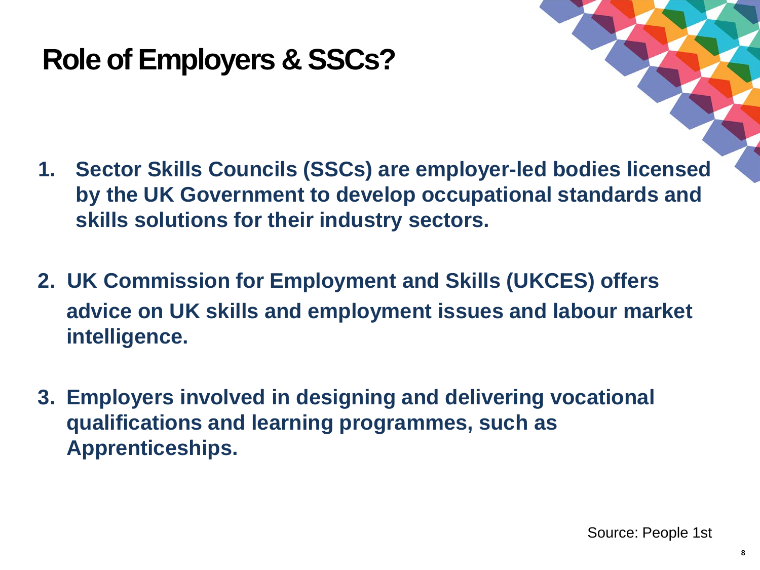# Role of Employers & SSCs?

1. **Sector Skills Councils (SSCs) are employer-led bodies licensed by the UK Government to develop occupational standards and skills solutions for their industry sectors.**

2. **UK Commission for Employment and Skills (UKCES) offers advice on UK skills and employment issues and labour market intelligence.**

3. **Employers involved in designing and delivering vocational qualifications and learning programmes, such as Apprenticeships.**

Source: People 1st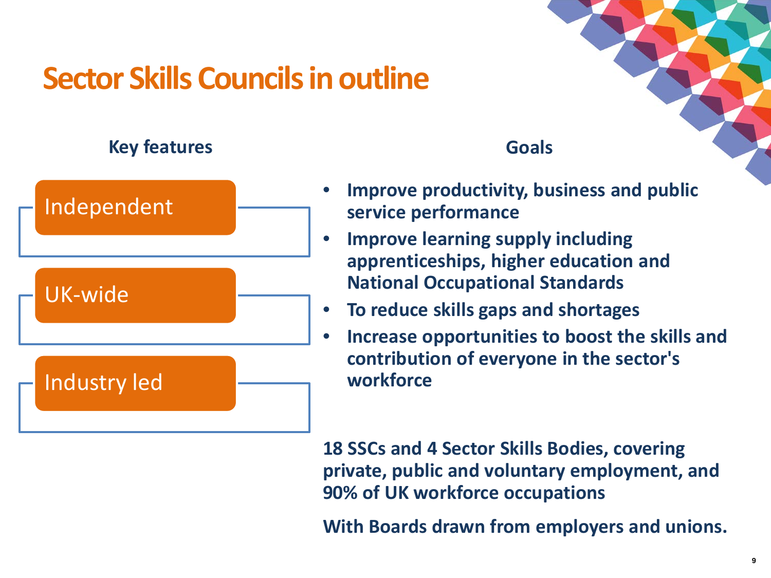# Sector Skills Councils in outline

## Key features

- Independent
- UK-wide
- Industry led

## Goals

- Improve productivity, business and public service performance
- Improve learning supply including apprenticeships, higher education and National Occupational Standards
- To reduce skills gaps and shortages
- Increase opportunities to boost the skills and contribution of everyone in the sector's workforce

**18 SSCs and 4 Sector Skills Bodies, covering private, public and voluntary employment, and 90% of UK workforce occupations**

**With Boards drawn from employers and unions.**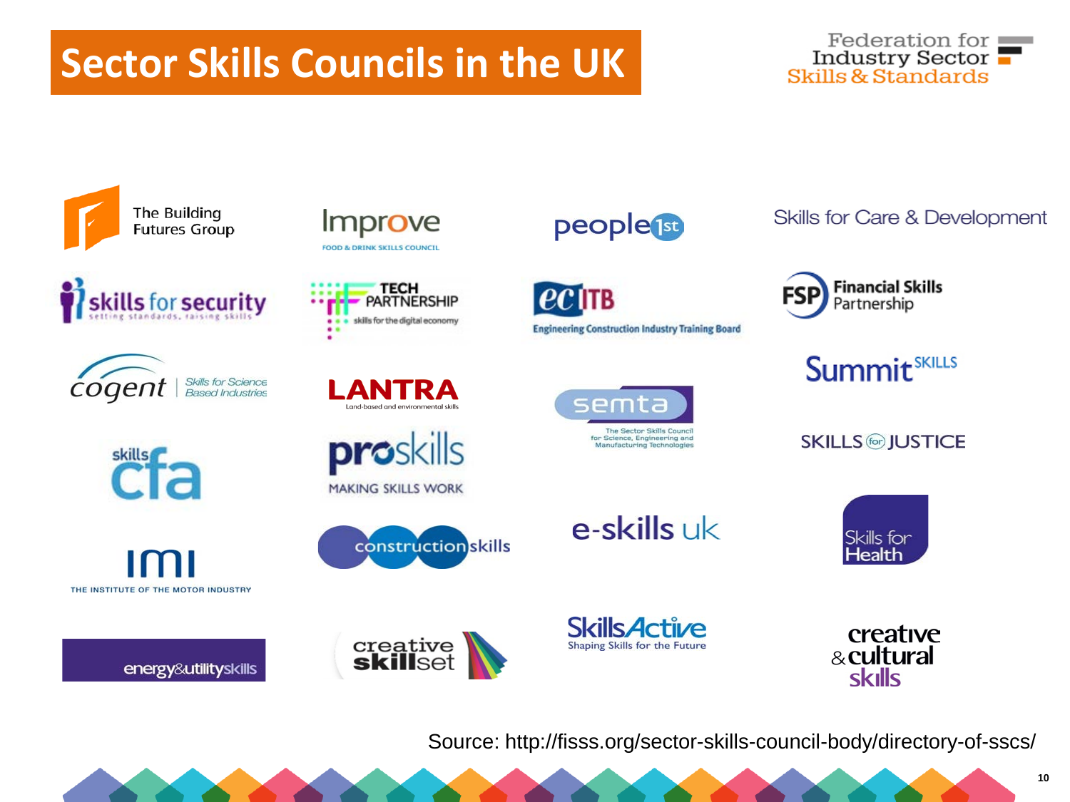# Sector Skills Councils in the UK

Federation for Industry Sector Skills & Standards

- The Building Futures Group
- Improve – Food & Drink Skills Council
- people1st
- Skills for Care & Development
- skills for security – setting standards, raising skills
- Tech Partnership – skills for the digital economy
- ECITB – Engineering Construction Industry Training Board
- FSP – Financial Skills Partnership
- cogent – Skills for Science Based Industries
- LANTRA – Land-based and environmental skills
- semta – The Sector Skills Council for Science, Engineering and Manufacturing Technologies
- Summit Skills
- skills cfa
- proskills – Making Skills Work
- Skills for Justice
- IMI – The Institute of the Motor Industry
- constructionskills
- e-skills uk
- Skills for Health
- energy&utilityskills
- creative skillset
- SkillsActive – Shaping Skills for the Future
- creative & cultural skills

Source: http://fisss.org/sector-skills-council-body/directory-of-sscs/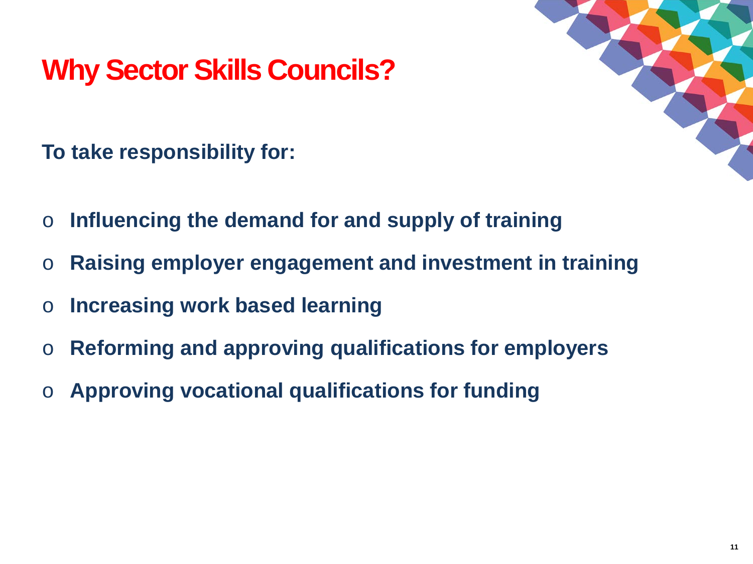# Why Sector Skills Councils?

**To take responsibility for:**

- **Influencing the demand for and supply of training**
- **Raising employer engagement and investment in training**
- **Increasing work based learning**
- **Reforming and approving qualifications for employers**
- **Approving vocational qualifications for funding**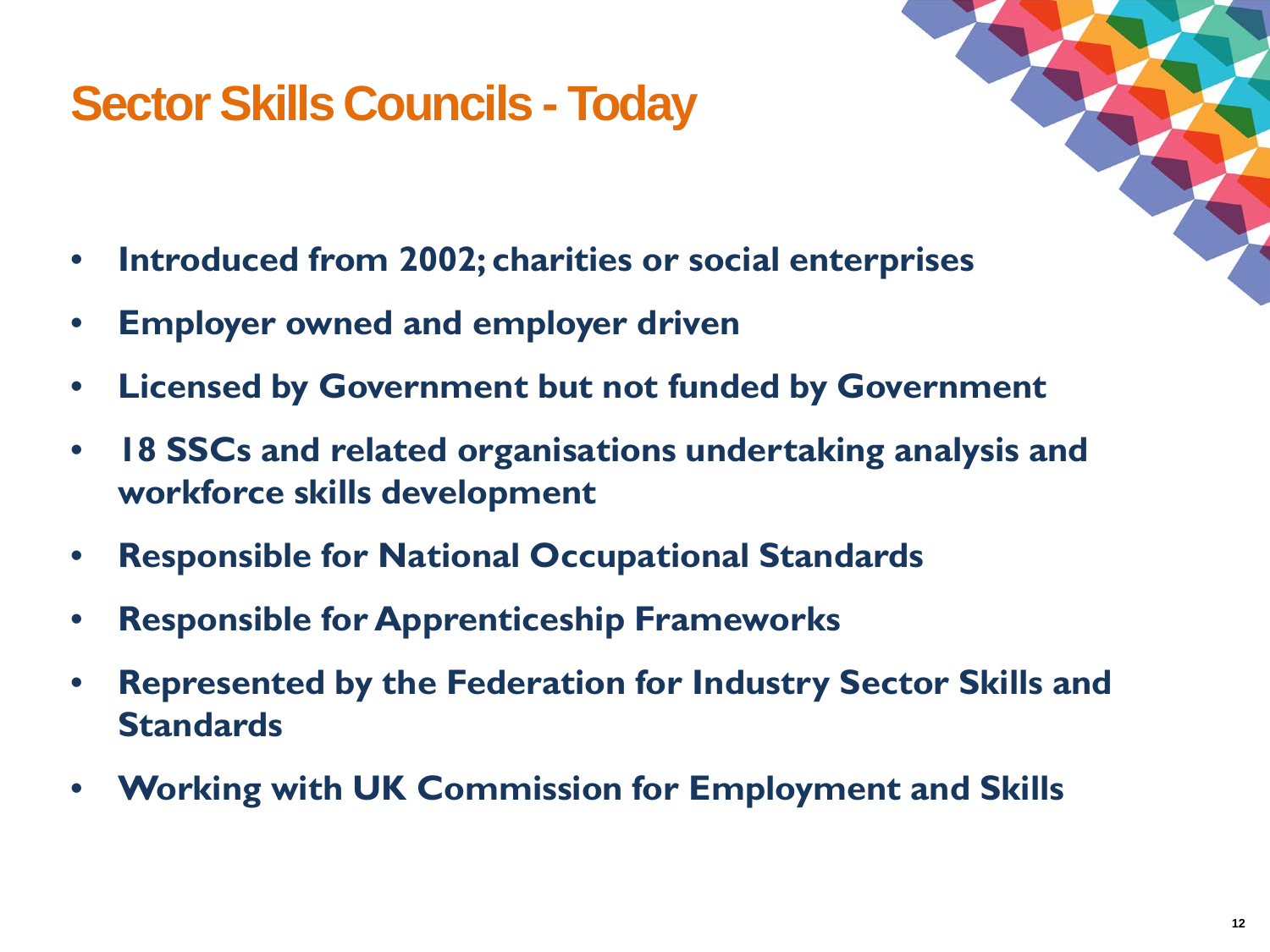# Sector Skills Councils - Today

- **Introduced from 2002; charities or social enterprises**
- **Employer owned and employer driven**
- **Licensed by Government but not funded by Government**
- **18 SSCs and related organisations undertaking analysis and workforce skills development**
- **Responsible for National Occupational Standards**
- **Responsible for Apprenticeship Frameworks**
- **Represented by the Federation for Industry Sector Skills and Standards**
- **Working with UK Commission for Employment and Skills**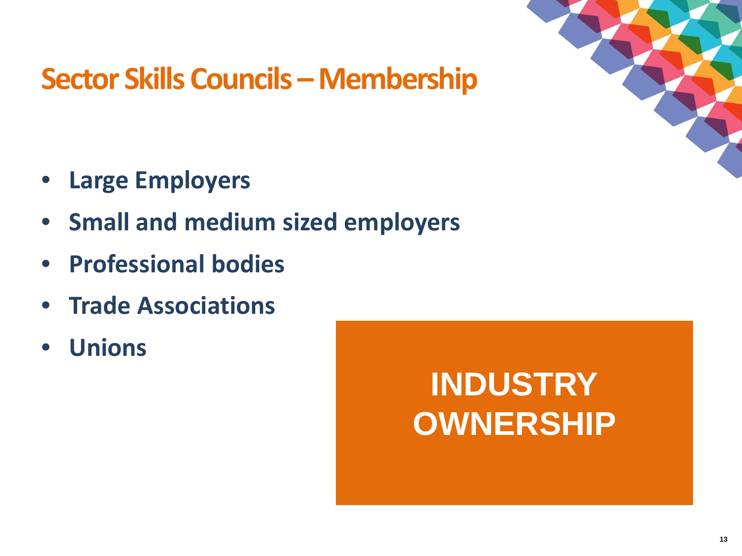# Sector Skills Councils – Membership

- **Large Employers**
- **Small and medium sized employers**
- **Professional bodies**
- **Trade Associations**
- **Unions**

**INDUSTRY OWNERSHIP**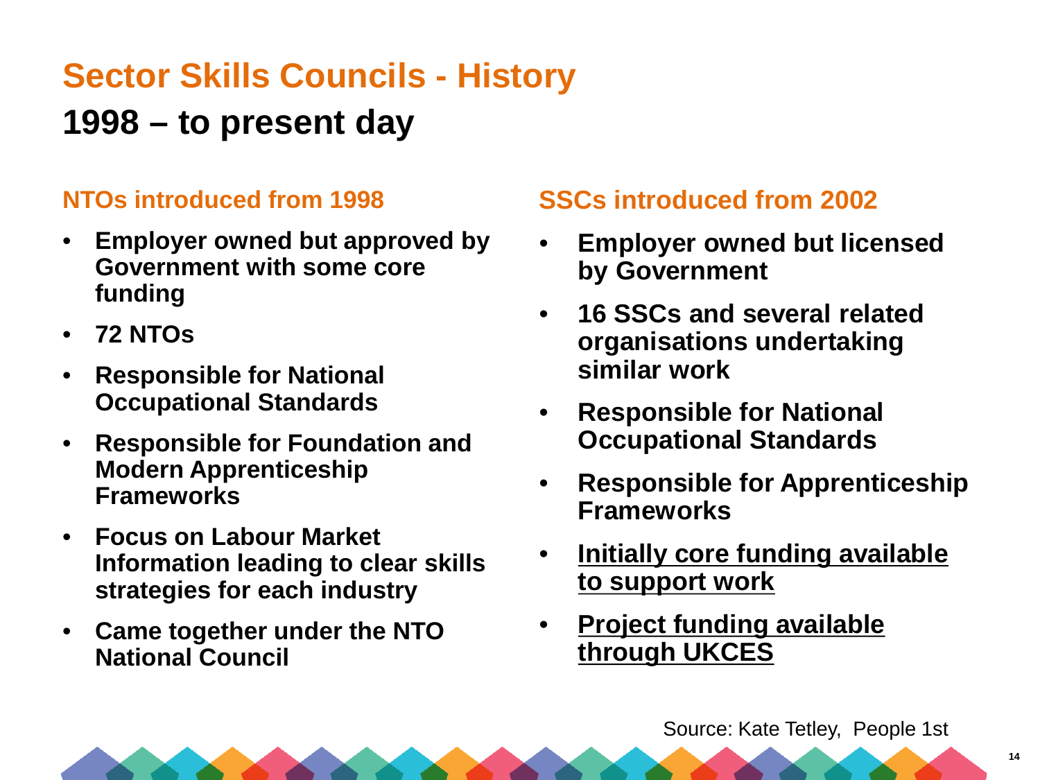# Sector Skills Councils - History

## 1998 – to present day

### NTOs introduced from 1998

- **Employer owned but approved by Government with some core funding**
- **72 NTOs**
- **Responsible for National Occupational Standards**
- **Responsible for Foundation and Modern Apprenticeship Frameworks**
- **Focus on Labour Market Information leading to clear skills strategies for each industry**
- **Came together under the NTO National Council**

### SSCs introduced from 2002

- **Employer owned but licensed by Government**
- **16 SSCs and several related organisations undertaking similar work**
- **Responsible for National Occupational Standards**
- **Responsible for Apprenticeship Frameworks**
- **<u>Initially core funding available to support work</u>**
- **<u>Project funding available through UKCES</u>**

Source: Kate Tetley, People 1st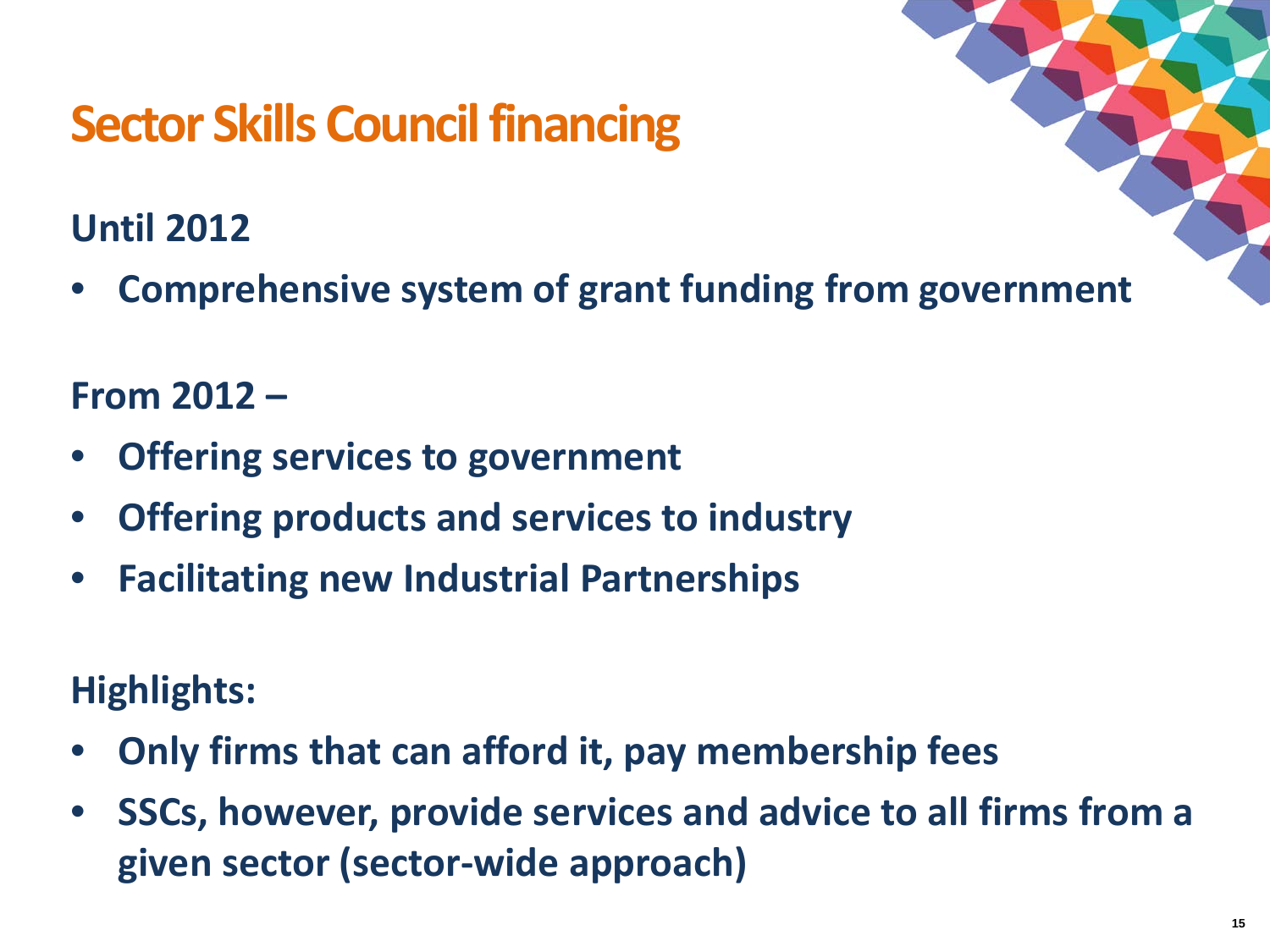# Sector Skills Council financing

**Until 2012**

- **Comprehensive system of grant funding from government**

**From 2012 –**

- **Offering services to government**
- **Offering products and services to industry**
- **Facilitating new Industrial Partnerships**

**Highlights:**

- **Only firms that can afford it, pay membership fees**
- **SSCs, however, provide services and advice to all firms from a given sector (sector-wide approach)**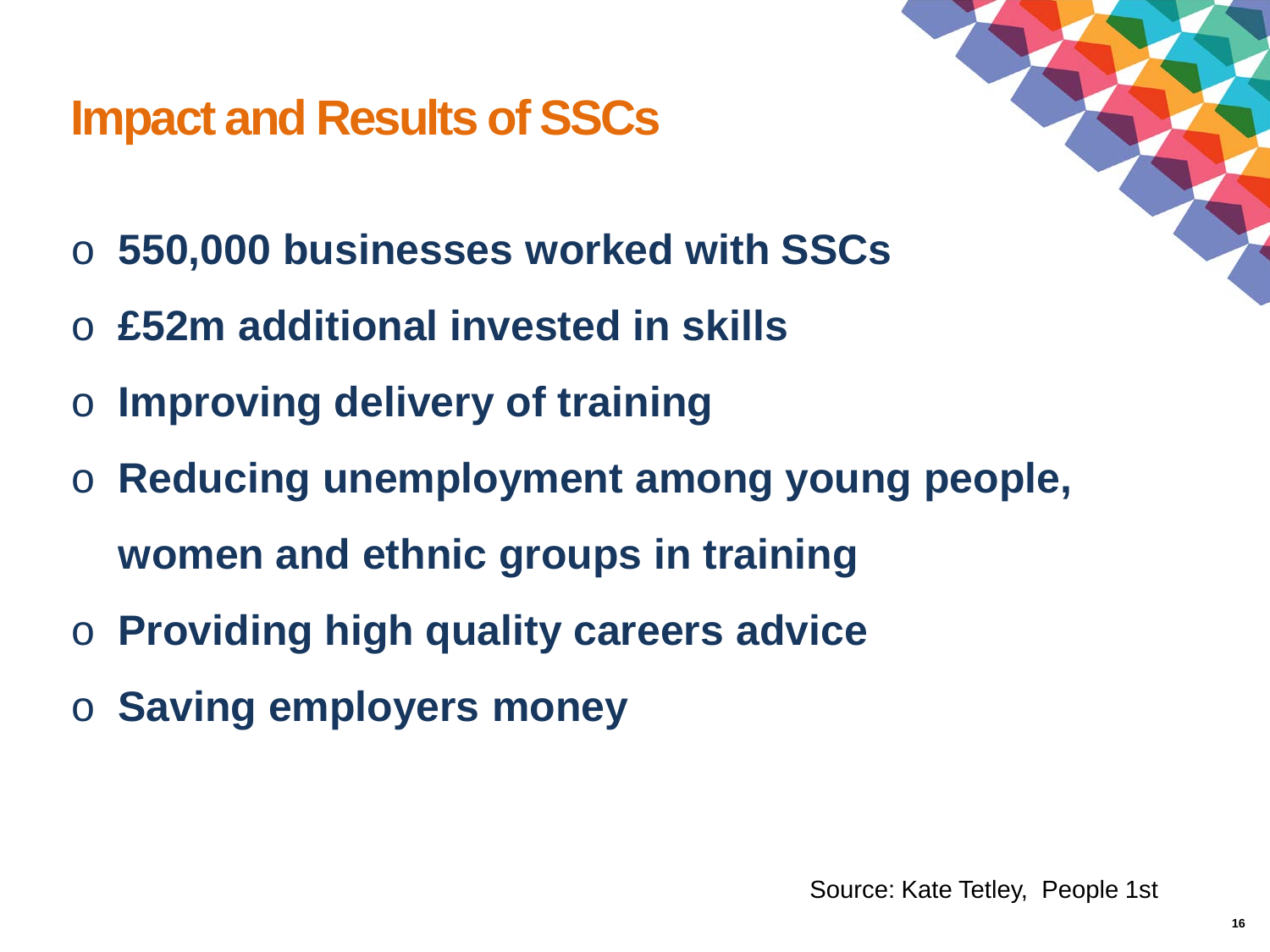# Impact and Results of SSCs

- **550,000 businesses worked with SSCs**
- **£52m additional invested in skills**
- **Improving delivery of training**
- **Reducing unemployment among young people, women and ethnic groups in training**
- **Providing high quality careers advice**
- **Saving employers money**

Source: Kate Tetley, People 1st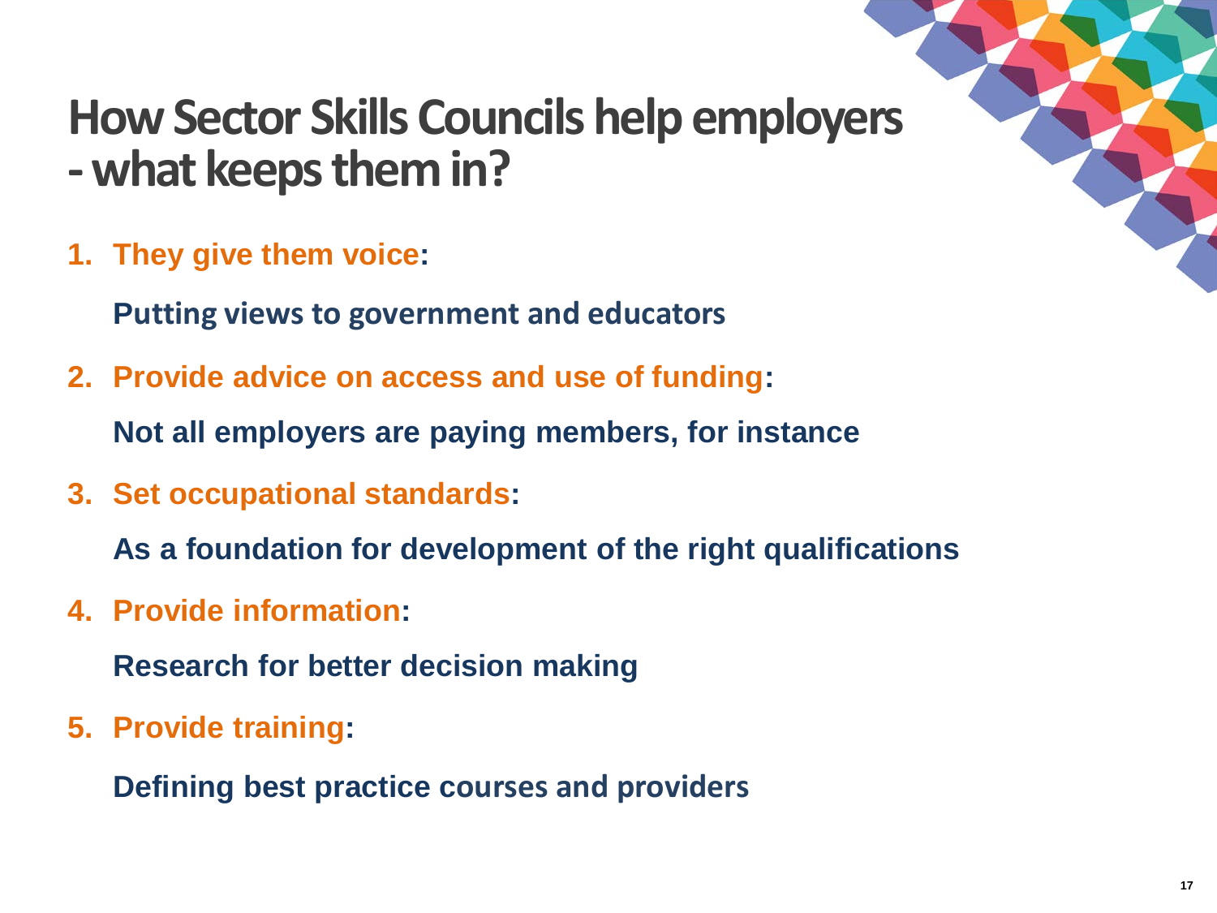# How Sector Skills Councils help employers - what keeps them in?

1. **They give them voice:**

   **Putting views to government and educators**

2. **Provide advice on access and use of funding:**

   **Not all employers are paying members, for instance**

3. **Set occupational standards:**

   **As a foundation for development of the right qualifications**

4. **Provide information:**

   **Research for better decision making**

5. **Provide training:**

   **Defining best practice courses and providers**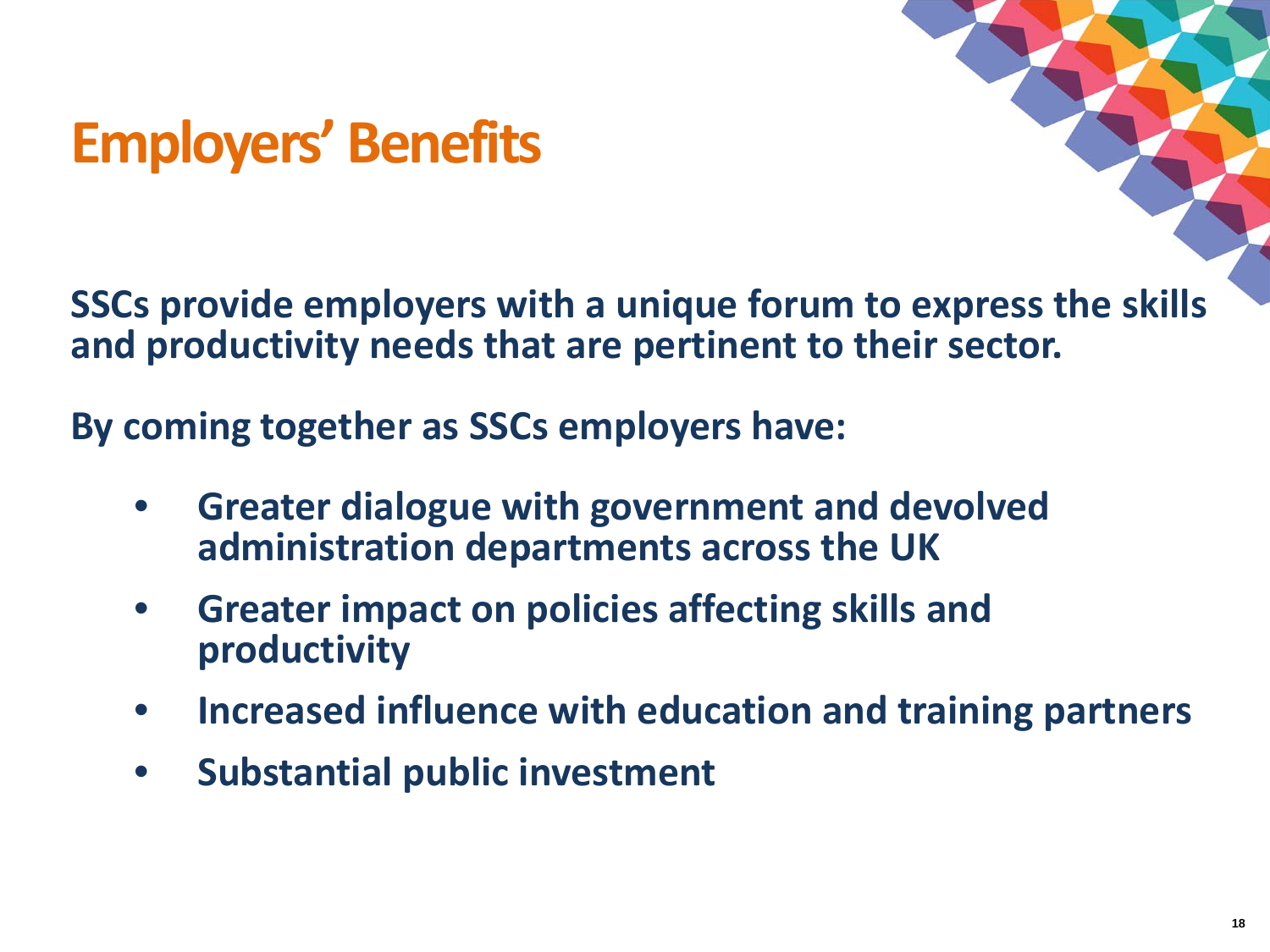# Employers' Benefits

**SSCs provide employers with a unique forum to express the skills and productivity needs that are pertinent to their sector.**

**By coming together as SSCs employers have:**

- **Greater dialogue with government and devolved administration departments across the UK**
- **Greater impact on policies affecting skills and productivity**
- **Increased influence with education and training partners**
- **Substantial public investment**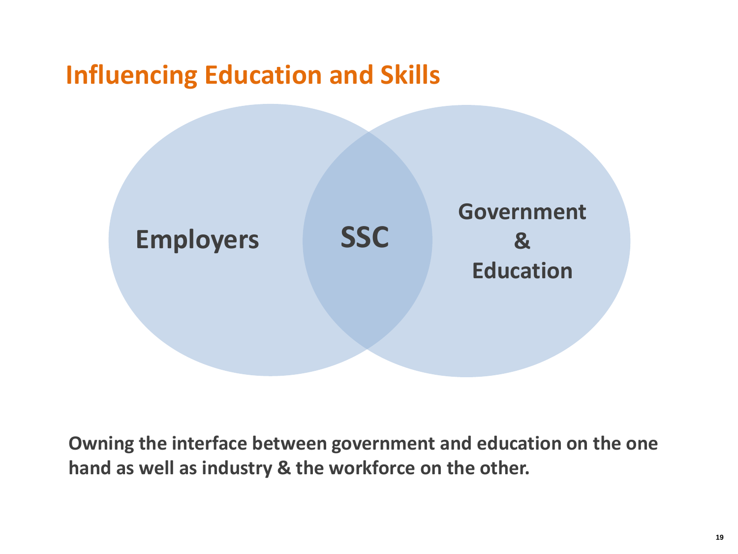# Influencing Education and Skills

Employers

SSC

Government
&
Education

**Owning the interface between government and education on the one hand as well as industry & the workforce on the other.**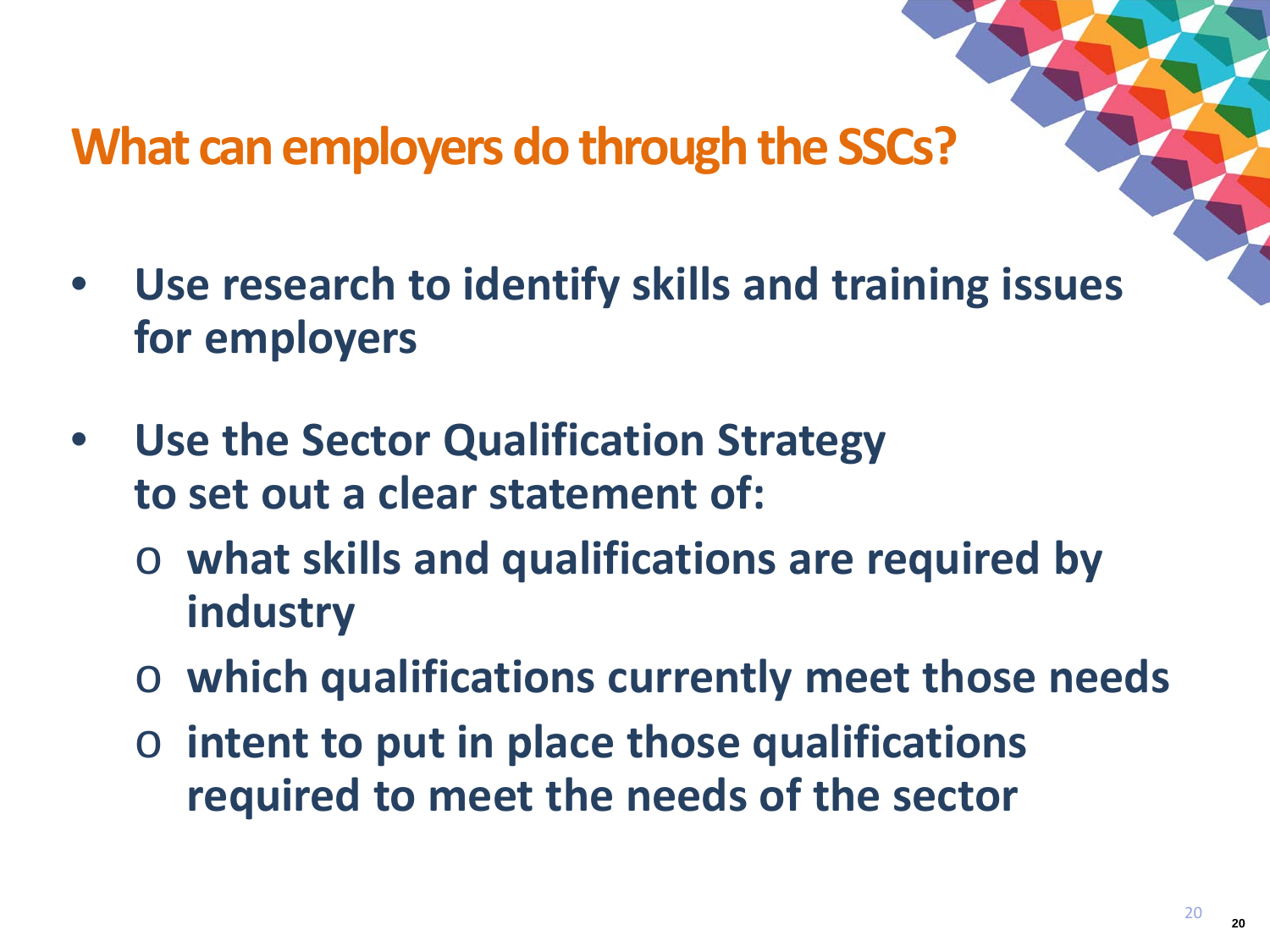# What can employers do through the SSCs?

- **Use research to identify skills and training issues for employers**
- **Use the Sector Qualification Strategy to set out a clear statement of:**
  - **what skills and qualifications are required by industry**
  - **which qualifications currently meet those needs**
  - **intent to put in place those qualifications required to meet the needs of the sector**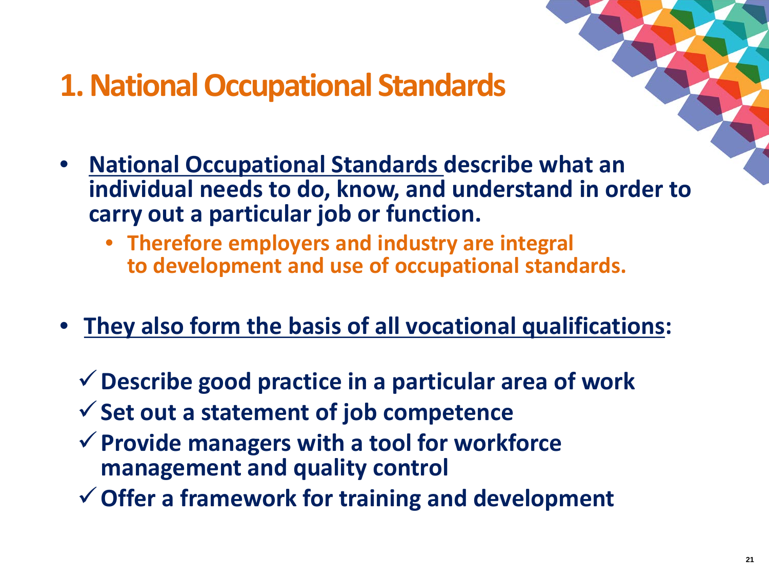# 1. National Occupational Standards

- **National Occupational Standards describe what an individual needs to do, know, and understand in order to carry out a particular job or function.**
  - **Therefore employers and industry are integral to development and use of occupational standards.**

- **They also form the basis of all vocational qualifications:**

  - ✓ **Describe good practice in a particular area of work**
  - ✓ **Set out a statement of job competence**
  - ✓ **Provide managers with a tool for workforce management and quality control**
  - ✓ **Offer a framework for training and development**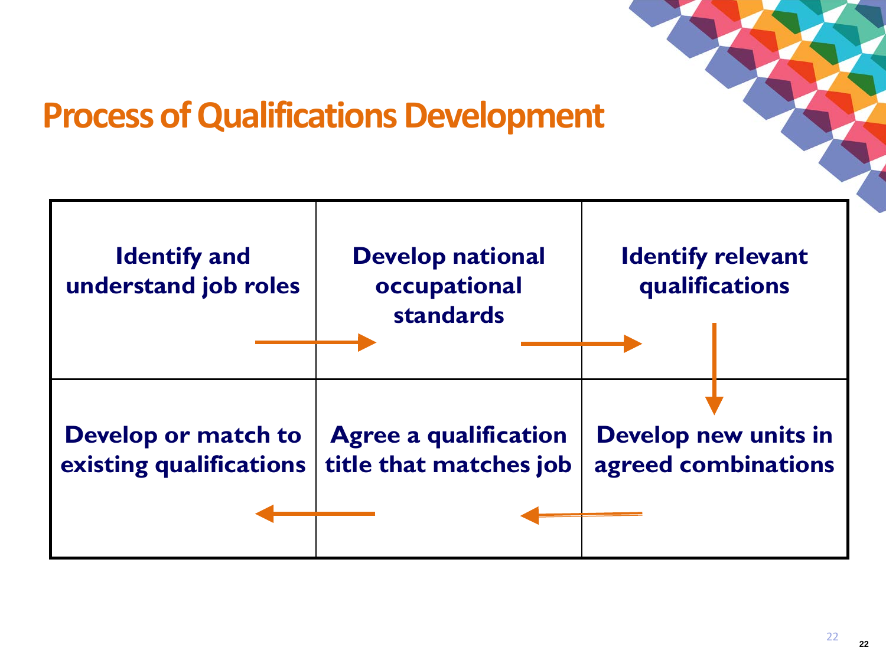# Process of Qualifications Development

| | | |
|---|---|---|
| **Identify and understand job roles** → | **Develop national occupational standards** → | **Identify relevant qualifications** ↓ |
| **Develop or match to existing qualifications** | ← **Agree a qualification title that matches job** | ← **Develop new units in agreed combinations** |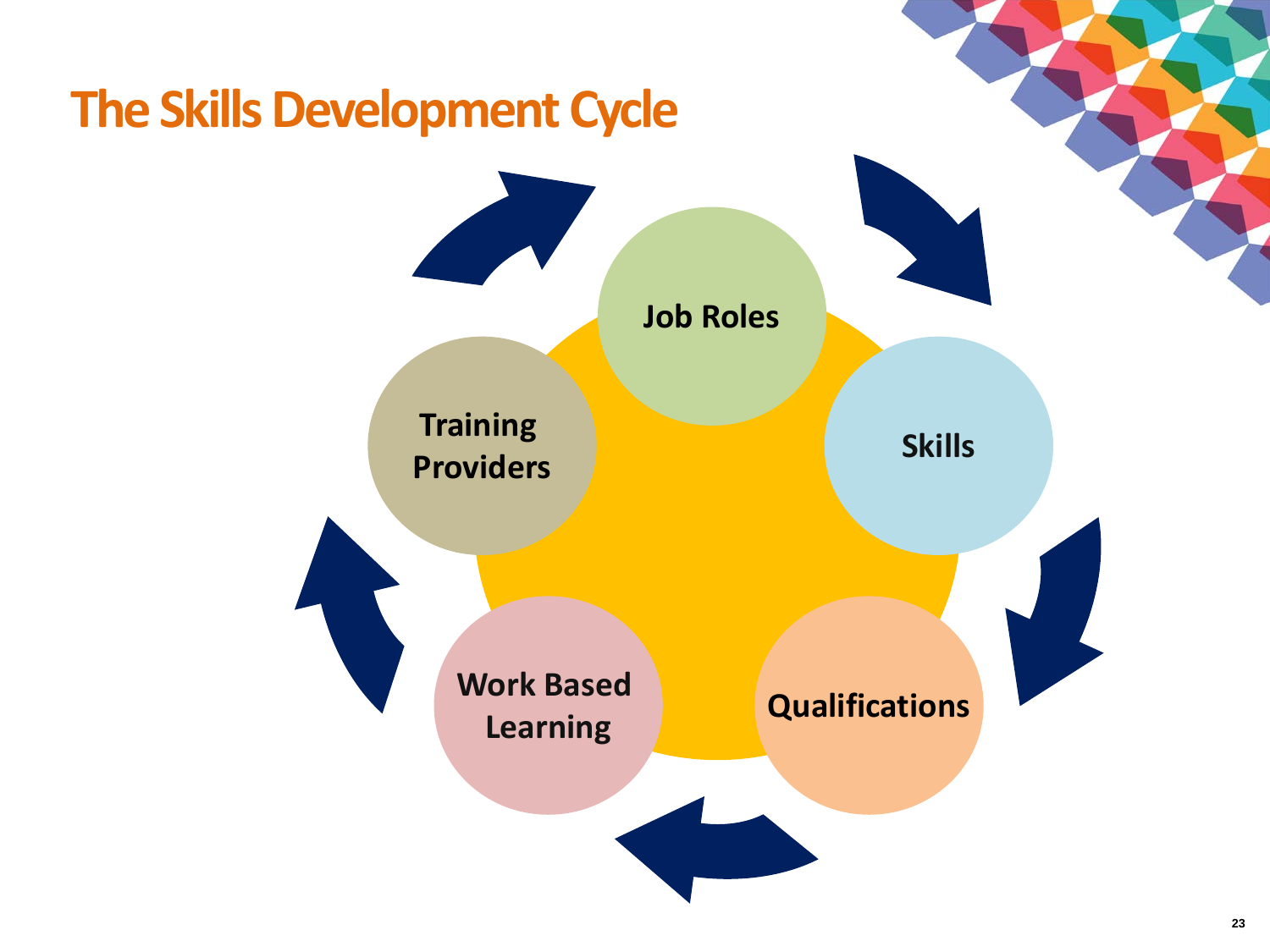# The Skills Development Cycle

- Job Roles
- Skills
- Qualifications
- Work Based Learning
- Training Providers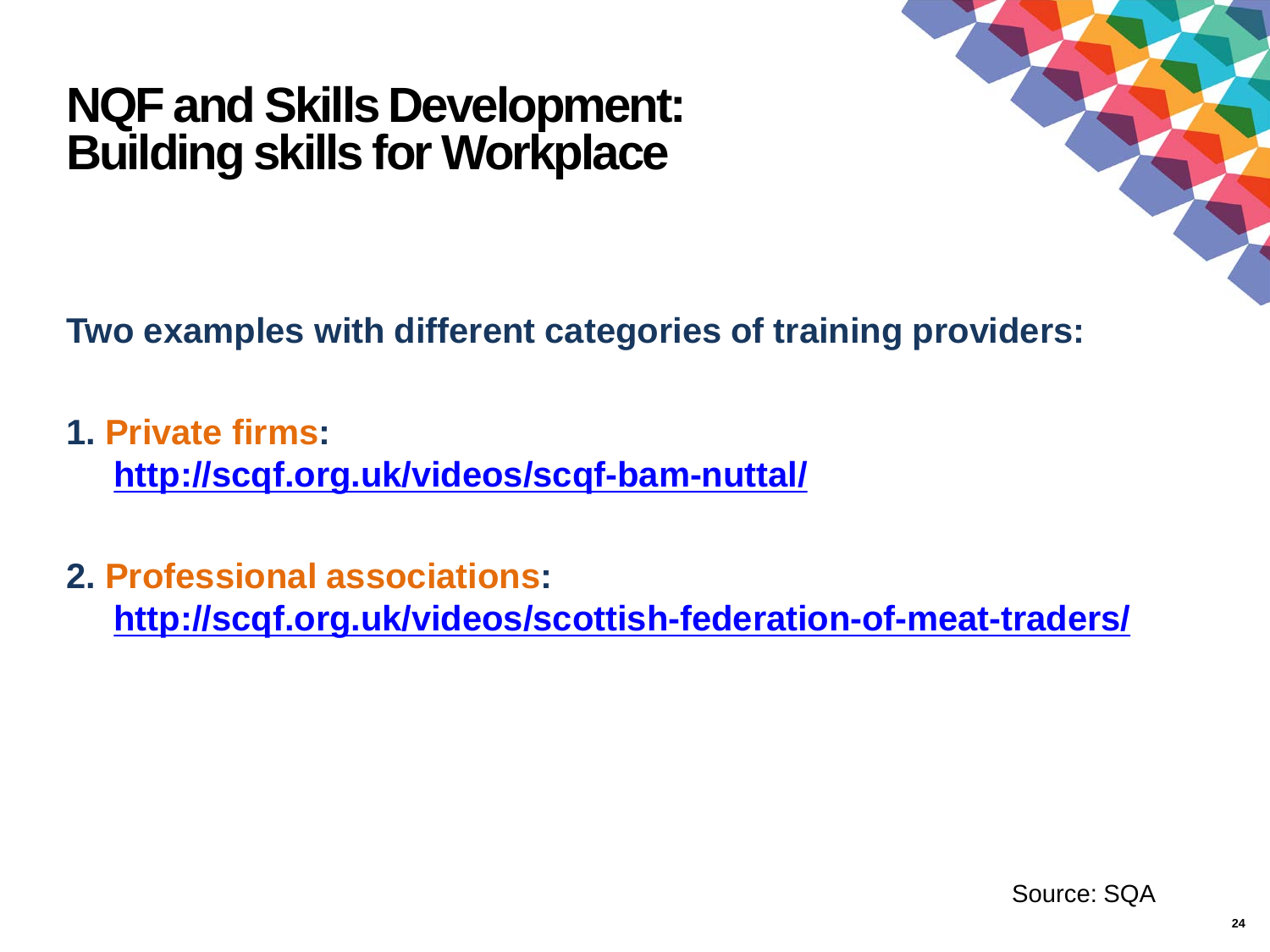# NQF and Skills Development: Building skills for Workplace

**Two examples with different categories of training providers:**

1. **Private firms:**
   **http://scqf.org.uk/videos/scqf-bam-nuttal/**

2. **Professional associations:**
   **http://scqf.org.uk/videos/scottish-federation-of-meat-traders/**

Source: SQA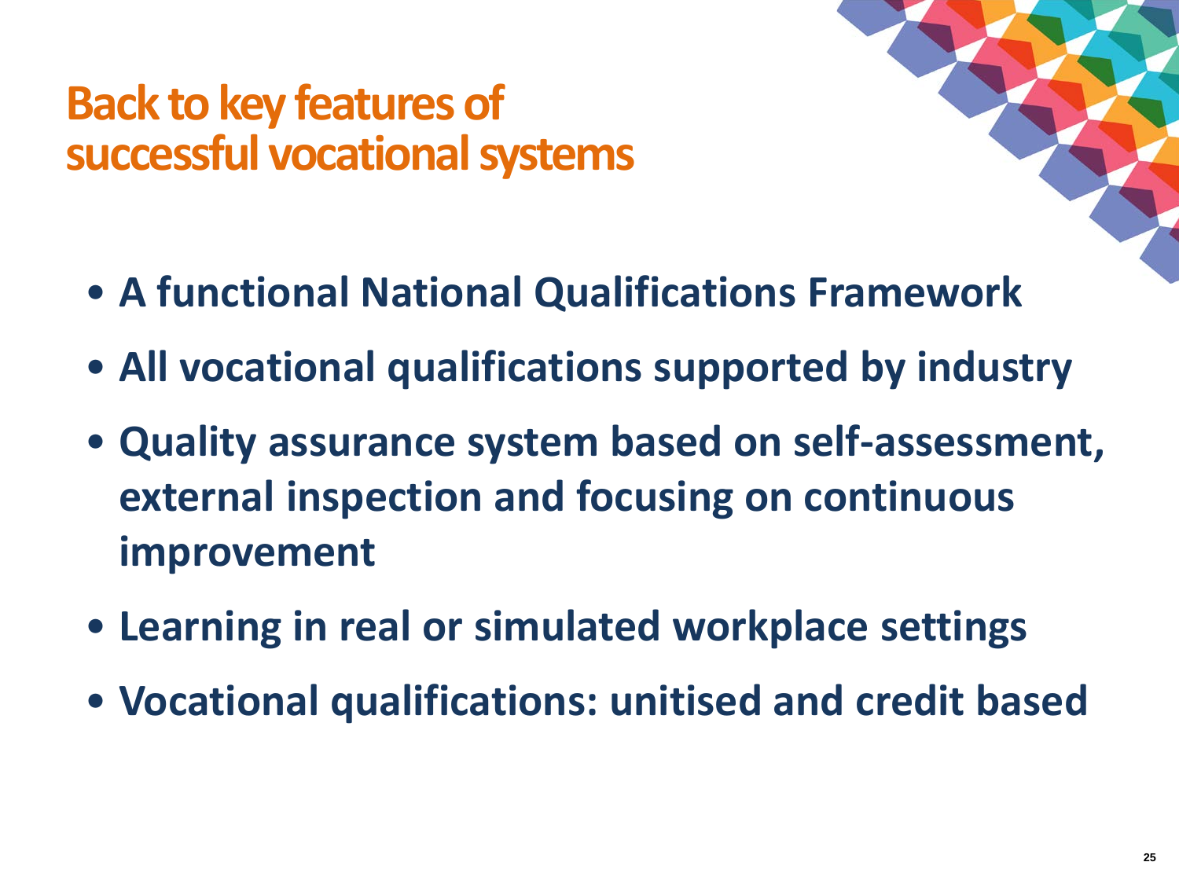# Back to key features of successful vocational systems

- **A functional National Qualifications Framework**
- **All vocational qualifications supported by industry**
- **Quality assurance system based on self-assessment, external inspection and focusing on continuous improvement**
- **Learning in real or simulated workplace settings**
- **Vocational qualifications: unitised and credit based**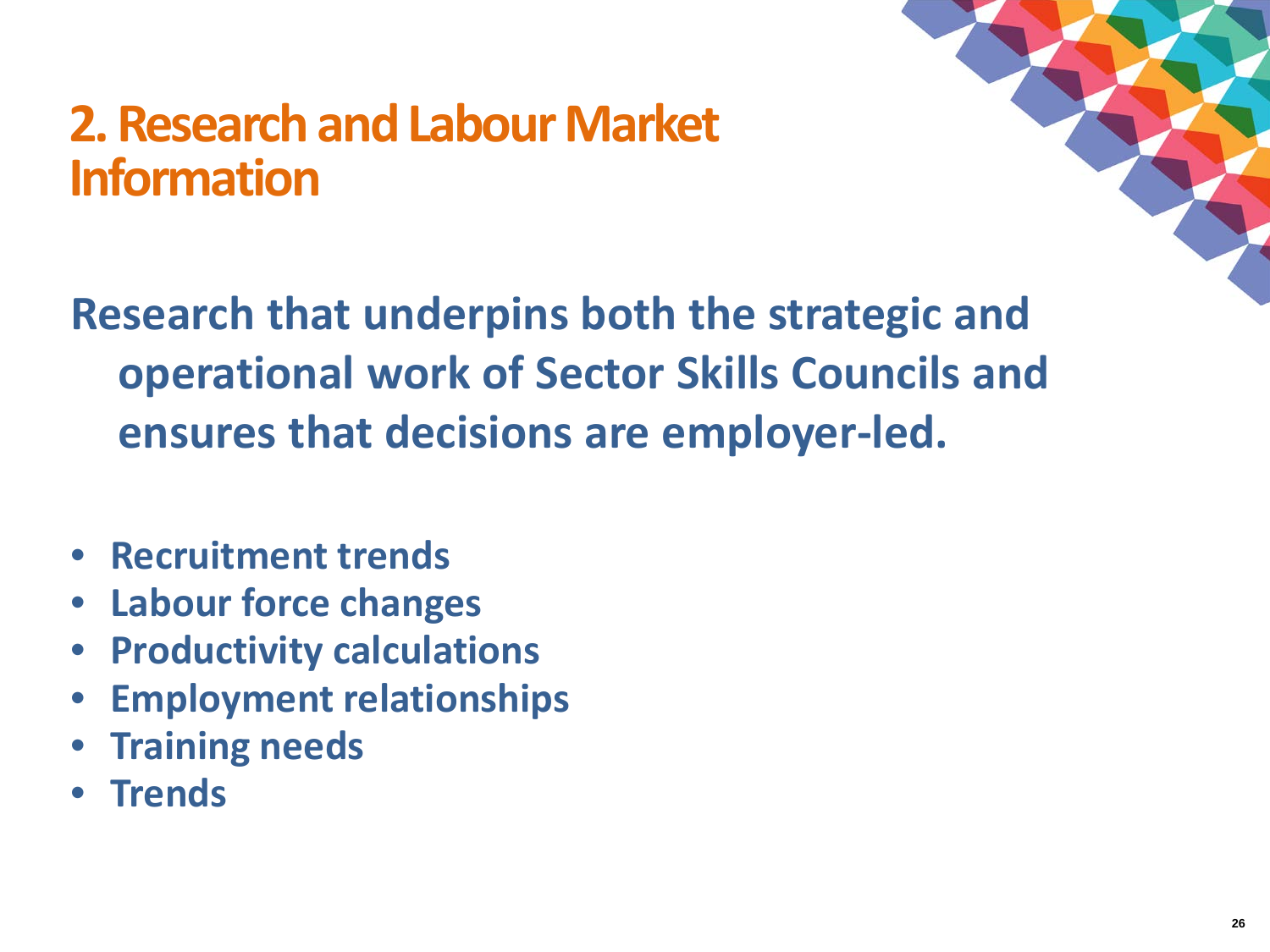# 2. Research and Labour Market Information

**Research that underpins both the strategic and operational work of Sector Skills Councils and ensures that decisions are employer-led.**

- **Recruitment trends**
- **Labour force changes**
- **Productivity calculations**
- **Employment relationships**
- **Training needs**
- **Trends**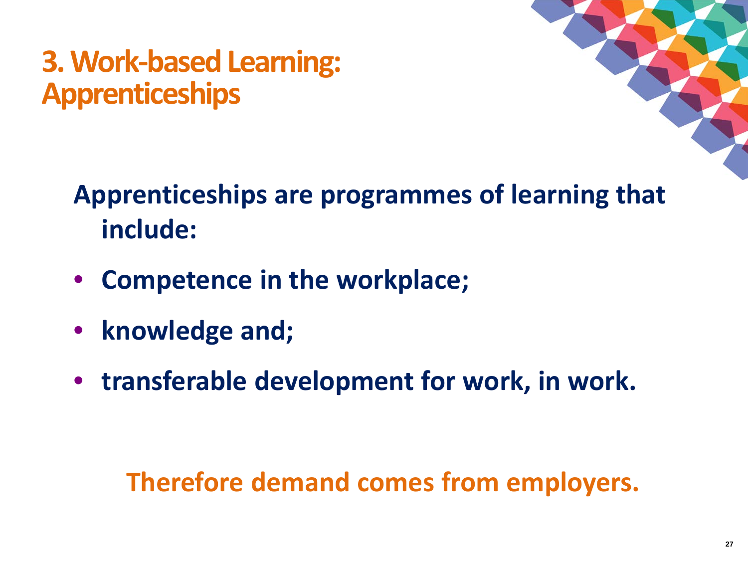# 3. Work-based Learning: Apprenticeships

**Apprenticeships are programmes of learning that include:**

- **Competence in the workplace;**
- **knowledge and;**
- **transferable development for work, in work.**

**Therefore demand comes from employers.**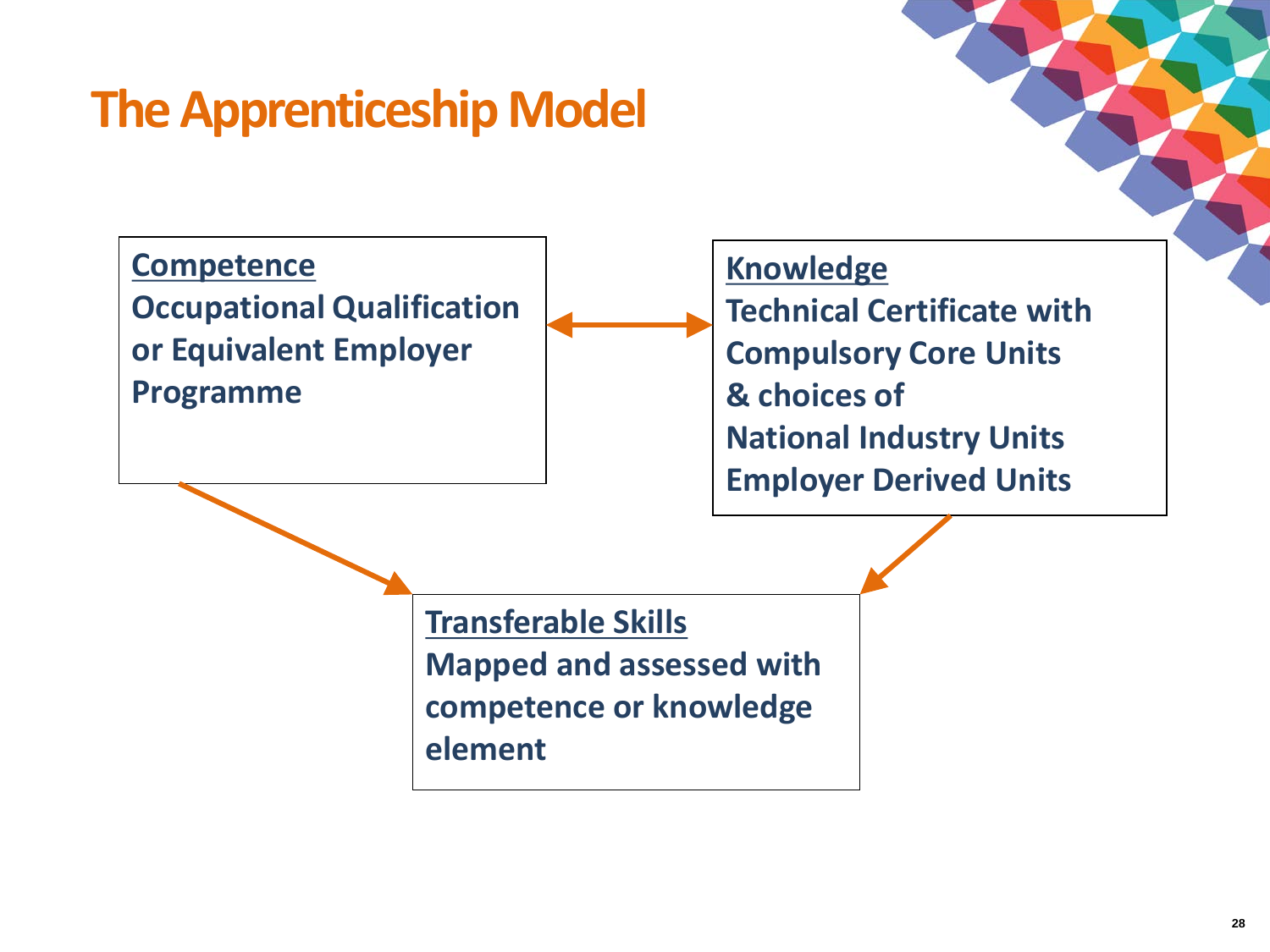# The Apprenticeship Model

**Competence**
**Occupational Qualification or Equivalent Employer Programme**

**Knowledge**
**Technical Certificate with Compulsory Core Units**
**& choices of**
**National Industry Units**
**Employer Derived Units**

**Transferable Skills**
**Mapped and assessed with competence or knowledge element**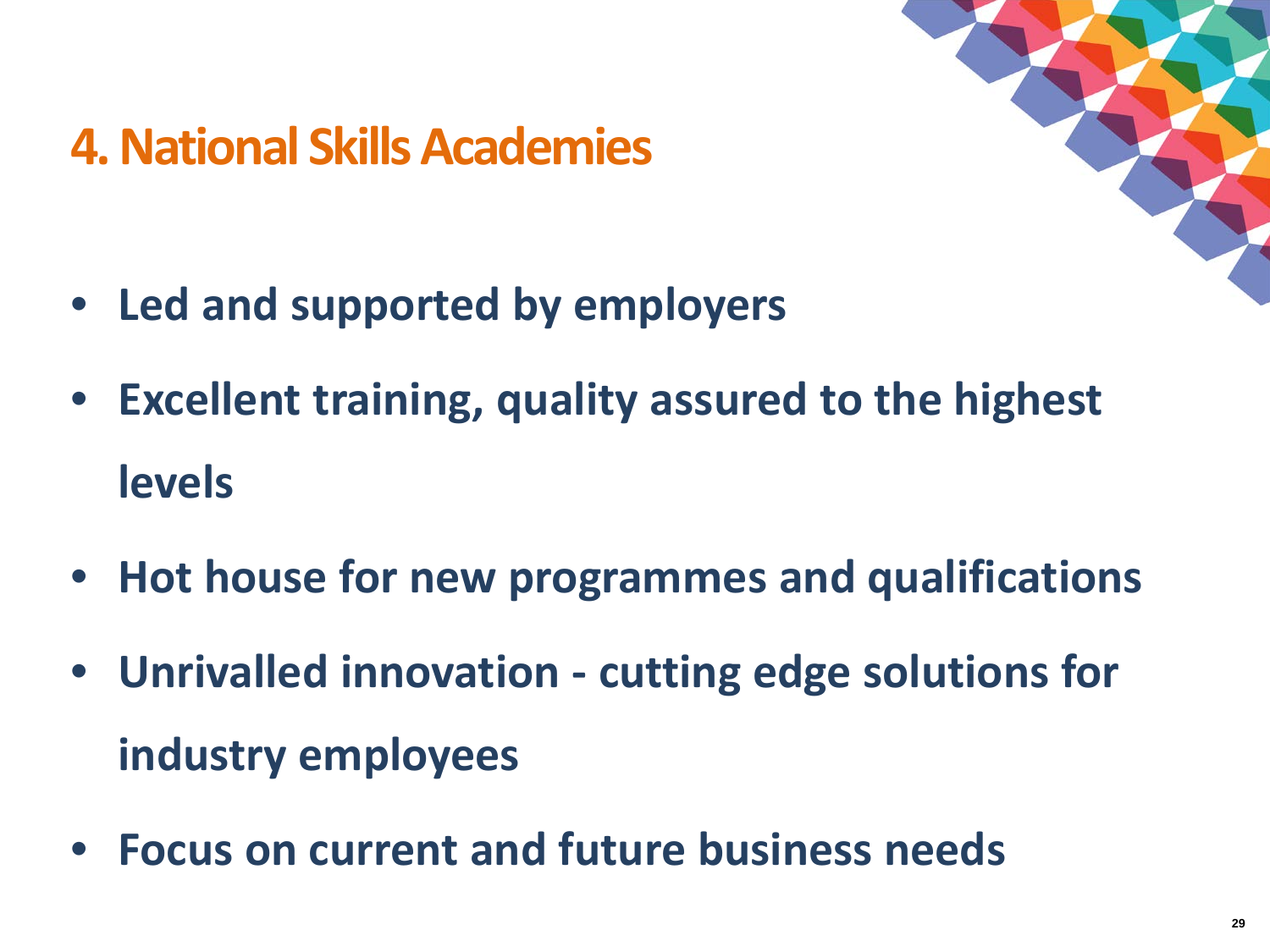# 4. National Skills Academies

- **Led and supported by employers**
- **Excellent training, quality assured to the highest levels**
- **Hot house for new programmes and qualifications**
- **Unrivalled innovation - cutting edge solutions for industry employees**
- **Focus on current and future business needs**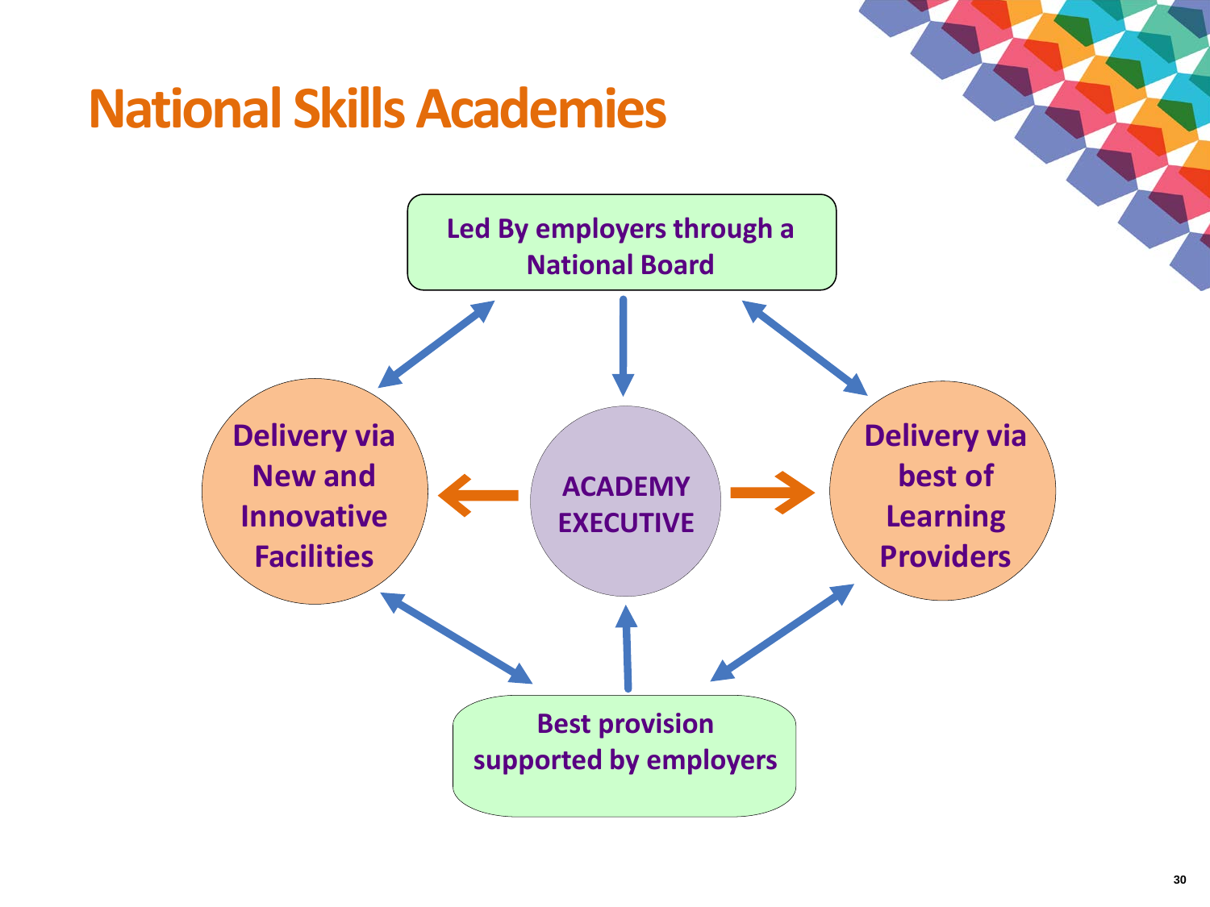# National Skills Academies

Led By employers through a National Board

Delivery via New and Innovative Facilities

ACADEMY EXECUTIVE

Delivery via best of Learning Providers

Best provision supported by employers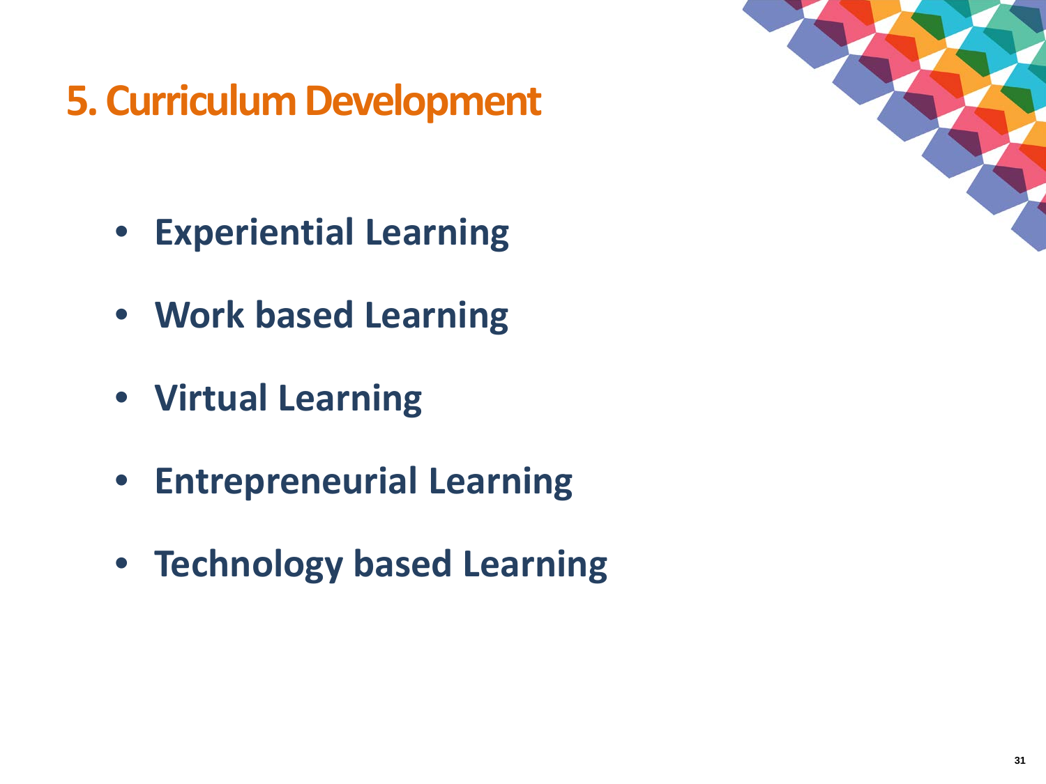# 5. Curriculum Development

- **Experiential Learning**
- **Work based Learning**
- **Virtual Learning**
- **Entrepreneurial Learning**
- **Technology based Learning**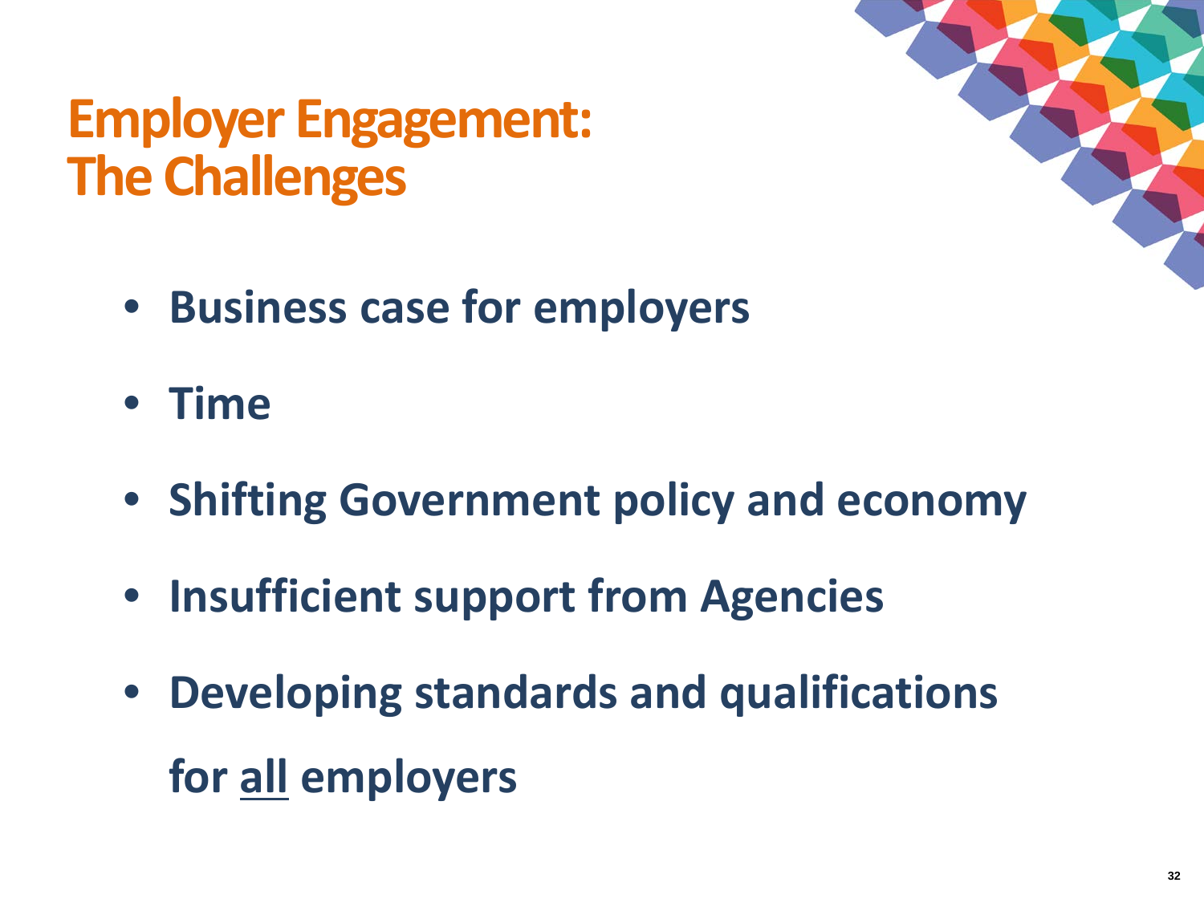# Employer Engagement: The Challenges

- **Business case for employers**
- **Time**
- **Shifting Government policy and economy**
- **Insufficient support from Agencies**
- **Developing standards and qualifications for <u>all</u> employers**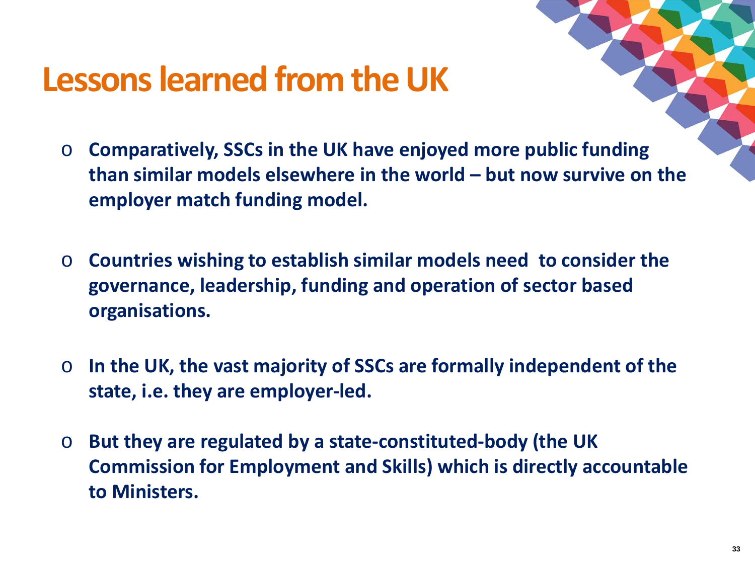# Lessons learned from the UK

- **Comparatively, SSCs in the UK have enjoyed more public funding than similar models elsewhere in the world – but now survive on the employer match funding model.**

- **Countries wishing to establish similar models need to consider the governance, leadership, funding and operation of sector based organisations.**

- **In the UK, the vast majority of SSCs are formally independent of the state, i.e. they are employer-led.**

- **But they are regulated by a state-constituted-body (the UK Commission for Employment and Skills) which is directly accountable to Ministers.**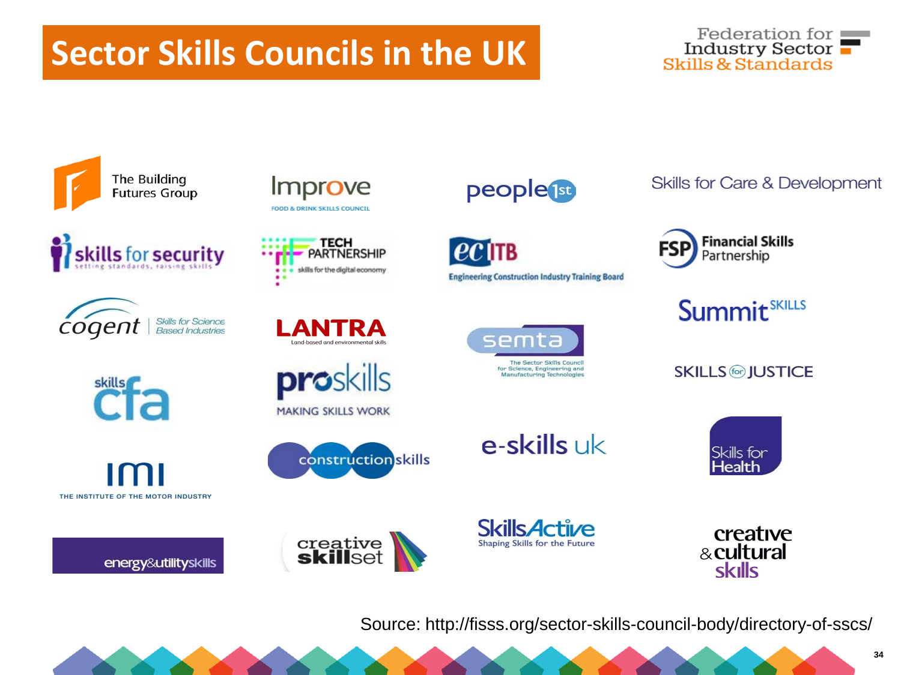# Sector Skills Councils in the UK

Federation for Industry Sector Skills & Standards

- The Building Futures Group
- Improve – Food & Drink Skills Council
- people1st
- Skills for Care & Development
- skills for security – setting standards, raising skills
- Tech Partnership – skills for the digital economy
- ecITB – Engineering Construction Industry Training Board
- FSP Financial Skills Partnership
- cogent – Skills for Science Based Industries
- LANTRA – Land-based and environmental skills
- semta – The Sector Skills Council for Science, Engineering and Manufacturing Technologies
- Summit SKILLS
- skills cfa
- proskills – MAKING SKILLS WORK
- SKILLS for JUSTICE
- IMI – THE INSTITUTE OF THE MOTOR INDUSTRY
- constructionskills
- e-skills uk
- Skills for Health
- energy&utilityskills
- creative skillset
- SkillsActive – Shaping Skills for the Future
- creative & cultural skills

Source: http://fisss.org/sector-skills-council-body/directory-of-sscs/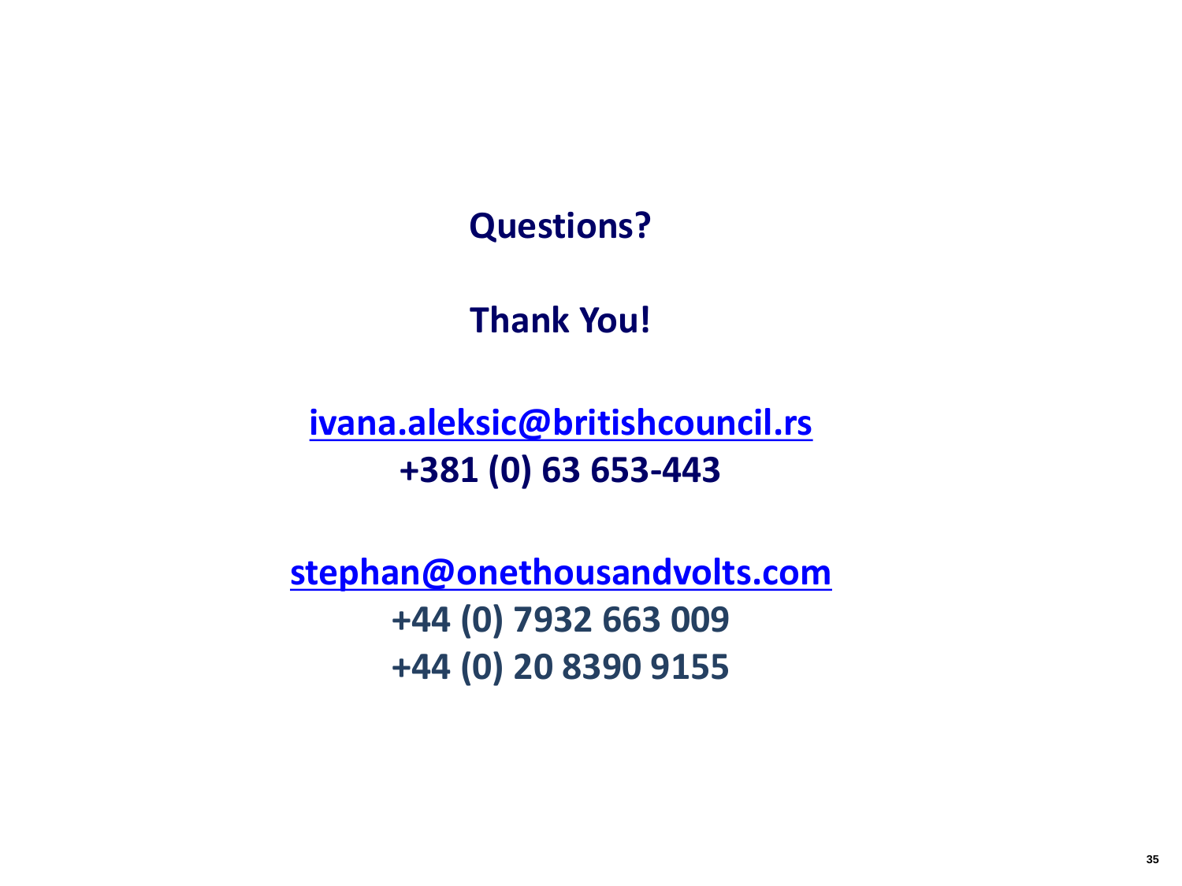**Questions?**

**Thank You!**

**ivana.aleksic@britishcouncil.rs**
**+381 (0) 63 653-443**

**stephan@onethousandvolts.com**
**+44 (0) 7932 663 009**
**+44 (0) 20 8390 9155**